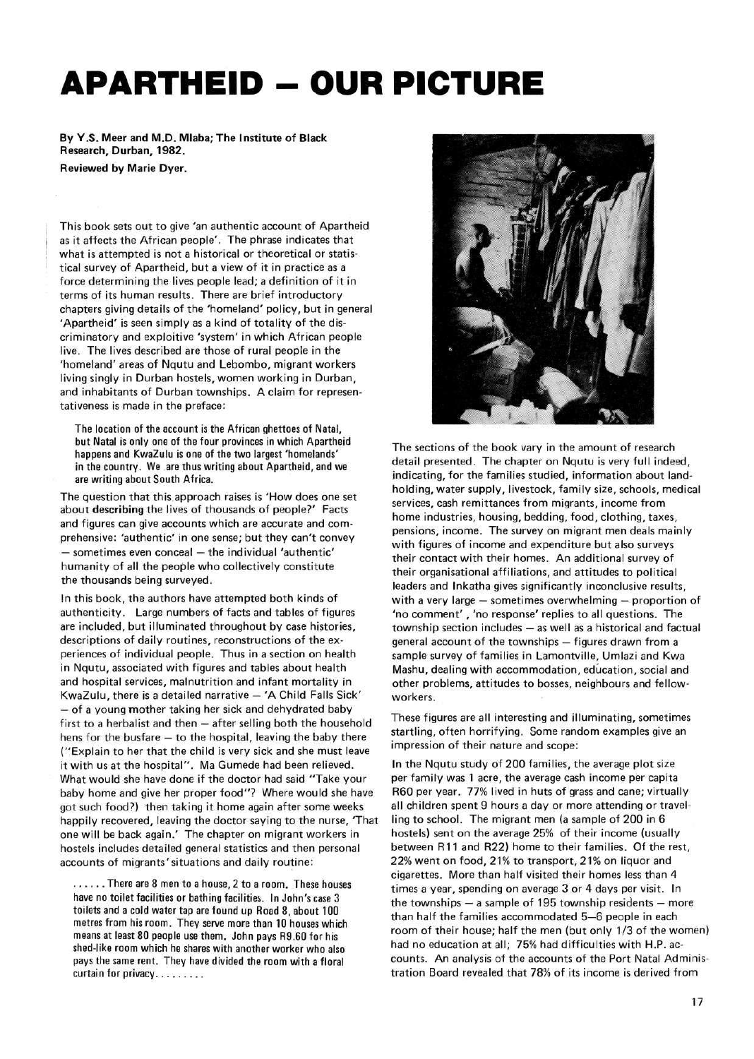# APARTHEID – OUR PICTURE

**By Y.S. Meer and M.D. Mlaba; The Institute of Black Research, Durban, 1982.**

**Reviewed by Marie Dyer.**

This book sets out to give 'an authentic account of Apartheid as it affects the African people'. The phrase indicates that what is attempted is not a historical or theoretical or statistical survey of Apartheid, but a view of it in practice as a force determining the lives people lead; a definition of it in terms of its human results. There are brief introductory chapters giving details of the 'homeland' policy, but in general 'Apartheid' is seen simply as a kind of totality of the discriminatory and exploitive 'system' in which African people live. The lives described are those of rural people in the 'homeland' areas of Nqutu and Lebombo, migrant workers living singly in Durban hostels, women working in Durban, and inhabitants of Durban townships. A claim for representativeness is made in the preface:

> The location of the account is the African ghettoes of Natal, but Natal is only one of the four provinces in which Apartheid happens and KwaZulu is one of the two largest 'homelands' in the country. We are thus writing about Apartheid, and we are writing about South Africa.

The question that this approach raises is 'How does one set about **describing** the lives of thousands of people?' Facts and figures can give accounts which are accurate and comprehensive: 'authentic' in one sense; but they can't convey – sometimes even conceal – the individual 'authentic' humanity of all the people who collectively constitute the thousands being surveyed.

In this book, the authors have attempted both kinds of authenticity. Large numbers of facts and tables of figures are included, but illuminated throughout by case histories, descriptions of daily routines, reconstructions of the experiences of individual people. Thus in a section on health in Nqutu, associated with figures and tables about health and hospital services, malnutrition and infant mortality in KwaZulu, there is a detailed narrative – 'A Child Falls Sick' – of a young mother taking her sick and dehydrated baby first to a herbalist and then – after selling both the household hens for the busfare – to the hospital, leaving the baby there ("Explain to her that the child is very sick and she must leave it with us at the hospital". Ma Gumede had been relieved. What would she have done if the doctor had said "Take your baby home and give her proper food"? Where would she have got such food?) then taking it home again after some weeks happily recovered, leaving the doctor saying to the nurse, 'That one will be back again.' The chapter on migrant workers in hostels includes detailed general statistics and then personal accounts of migrants' situations and daily routine:

> ...... There are 8 men to a house, 2 to a room. These houses have no toilet facilities or bathing facilities. In John's case 3 toilets and a cold water tap are found up Road 8, about 100 metres from his room. They serve more than 10 houses which means at least 80 people use them. John pays R9.60 for his shed-like room which he shares with another worker who also pays the same rent. They have divided the room with a floral curtain for privacy.........

The sections of the book vary in the amount of research detail presented. The chapter on Nqutu is very full indeed, indicating, for the families studied, information about landholding, water supply, livestock, family size, schools, medical services, cash remittances from migrants, income from home industries, housing, bedding, food, clothing, taxes, pensions, income. The survey on migrant men deals mainly with figures of income and expenditure but also surveys their contact with their homes. An additional survey of their organisational affiliations, and attitudes to political leaders and Inkatha gives significantly inconclusive results, with a very large – sometimes overwhelming – proportion of 'no comment', 'no response' replies to all questions. The township section includes – as well as a historical and factual general account of the townships – figures drawn from a sample survey of families in Lamontville, Umlazi and Kwa Mashu, dealing with accommodation, education, social and other problems, attitudes to bosses, neighbours and fellow-workers.

These figures are all interesting and illuminating, sometimes startling, often horrifying. Some random examples give an impression of their nature and scope:

In the Nqutu study of 200 families, the average plot size per family was 1 acre, the average cash income per capita R60 per year. 77% lived in huts of grass and cane; virtually all children spent 9 hours a day or more attending or travelling to school. The migrant men (a sample of 200 in 6 hostels) sent on the average 25% of their income (usually between R11 and R22) home to their families. Of the rest, 22% went on food, 21% to transport, 21% on liquor and cigarettes. More than half visited their homes less than 4 times a year, spending on average 3 or 4 days per visit. In the townships – a sample of 195 township residents – more than half the families accommodated 5–6 people in each room of their house; half the men (but only 1/3 of the women) had no education at all; 75% had difficulties with H.P. accounts. An analysis of the accounts of the Port Natal Administration Board revealed that 78% of its income is derived from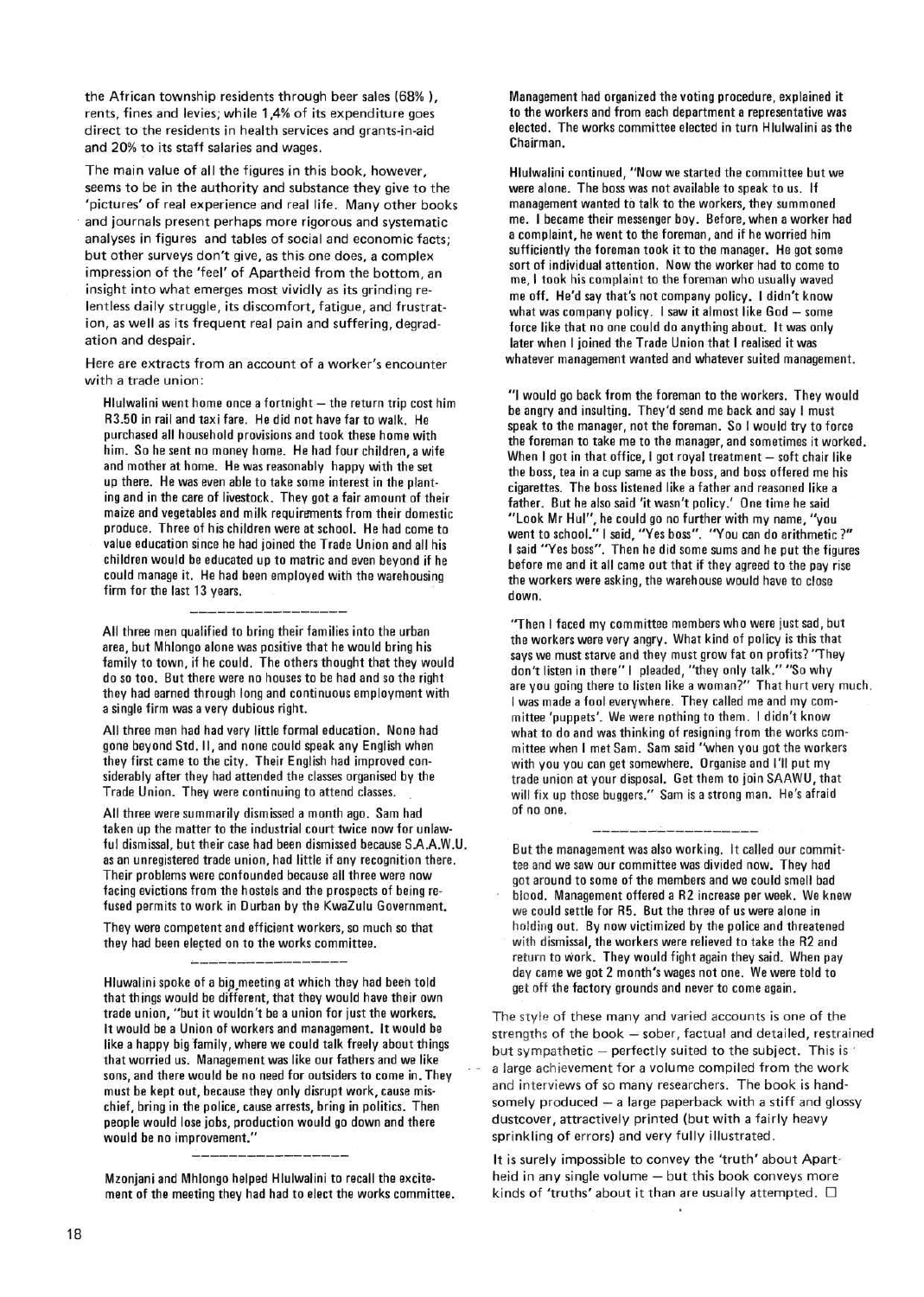the African township residents through beer sales (68% ), rents, fines and levies; while 1,4% of its expenditure goes direct to the residents in health services and grants-in-aid and 20% to its staff salaries and wages.

The main value of all the figures in this book, however, seems to be in the authority and substance they give to the 'pictures' of real experience and real life. Many other books and journals present perhaps more rigorous and systematic analyses in figures and tables of social and economic facts; but other surveys don't give, as this one does, a complex impression of the 'feel' of Apartheid from the bottom, an insight into what emerges most vividly as its grinding relentless daily struggle, its discomfort, fatigue, and frustration, as well as its frequent real pain and suffering, degradation and despair.

Here are extracts from an account of a worker's encounter with a trade union:

> Hlulwalini went home once a fortnight — the return trip cost him R3.50 in rail and taxi fare. He did not have far to walk. He purchased all household provisions and took these home with him. So he sent no money home. He had four children, a wife and mother at home. He was reasonably happy with the set up there. He was even able to take some interest in the planting and in the care of livestock. They got a fair amount of their maize and vegetables and milk requirements from their domestic produce. Three of his children were at school. He had come to value education since he had joined the Trade Union and all his children would be educated up to matric and even beyond if he could manage it. He had been employed with the warehousing firm for the last 13 years.
>
> ---
>
> All three men qualified to bring their families into the urban area, but Mhlongo alone was positive that he would bring his family to town, if he could. The others thought that they would do so too. But there were no houses to be had and so the right they had earned through long and continuous employment with a single firm was a very dubious right.
>
> All three men had had very little formal education. None had gone beyond Std. II, and none could speak any English when they first came to the city. Their English had improved considerably after they had attended the classes organised by the Trade Union. They were continuing to attend classes.
>
> All three were summarily dismissed a month ago. Sam had taken up the matter to the industrial court twice now for unlawful dismissal, but their case had been dismissed because S.A.A.W.U. as an unregistered trade union, had little if any recognition there. Their problems were confounded because all three were now facing evictions from the hostels and the prospects of being refused permits to work in Durban by the KwaZulu Government.
>
> They were competent and efficient workers, so much so that they had been elected on to the works committee.
>
> ---
>
> Hluwalini spoke of a big meeting at which they had been told that things would be different, that they would have their own trade union, "but it wouldn't be a union for just the workers. It would be a Union of workers and management. It would be like a happy big family, where we could talk freely about things that worried us. Management was like our fathers and we like sons, and there would be no need for outsiders to come in. They must be kept out, because they only disrupt work, cause mischief, bring in the police, cause arrests, bring in politics. Then people would lose jobs, production would go down and there would be no improvement."
>
> ---
>
> Mzonjani and Mhlongo helped Hlulwalini to recall the excitement of the meeting they had had to elect the works committee. Management had organized the voting procedure, explained it to the workers and from each department a representative was elected. The works committee elected in turn Hlulwalini as the Chairman.
>
> Hlulwalini continued, "Now we started the committee but we were alone. The boss was not available to speak to us. If management wanted to talk to the workers, they summoned me. I became their messenger boy. Before, when a worker had a complaint, he went to the foreman, and if he worried him sufficiently the foreman took it to the manager. He got some sort of individual attention. Now the worker had to come to me, I took his complaint to the foreman who usually waved me off. He'd say that's not company policy. I didn't know what was company policy. I saw it almost like God — some force like that no one could do anything about. It was only later when I joined the Trade Union that I realised it was whatever management wanted and whatever suited management.
>
> "I would go back from the foreman to the workers. They would be angry and insulting. They'd send me back and say I must speak to the manager, not the foreman. So I would try to force the foreman to take me to the manager, and sometimes it worked. When I got in that office, I got royal treatment — soft chair like the boss, tea in a cup same as the boss, and boss offered me his cigarettes. The boss listened like a father and reasoned like a father. But he also said 'it wasn't policy.' One time he said "Look Mr Hul", he could go no further with my name, "you went to school." I said, "Yes boss". "You can do arithmetic ?" I said "Yes boss". Then he did some sums and he put the figures before me and it all came out that if they agreed to the pay rise the workers were asking, the warehouse would have to close down.
>
> "Then I faced my committee members who were just sad, but the workers were very angry. What kind of policy is this that says we must starve and they must grow fat on profits? "They don't listen in there" I pleaded, "they only talk." "So why are you going there to listen like a woman?" That hurt very much. I was made a fool everywhere. They called me and my committee 'puppets'. We were nothing to them. I didn't know what to do and was thinking of resigning from the works committee when I met Sam. Sam said "when you got the workers with you you can get somewhere. Organise and I'll put my trade union at your disposal. Get them to join SAAWU, that will fix up those buggers." Sam is a strong man. He's afraid of no one.
>
> ---
>
> But the management was also working. It called our committee and we saw our committee was divided now. They had got around to some of the members and we could smell bad blood. Management offered a R2 increase per week. We knew we could settle for R5. But the three of us were alone in holding out. By now victimized by the police and threatened with dismissal, the workers were relieved to take the R2 and return to work. They would fight again they said. When pay day came we got 2 month's wages not one. We were told to get off the factory grounds and never to come again.

The style of these many and varied accounts is one of the strengths of the book — sober, factual and detailed, restrained but sympathetic — perfectly suited to the subject. This is a large achievement for a volume compiled from the work and interviews of so many researchers. The book is handsomely produced — a large paperback with a stiff and glossy dustcover, attractively printed (but with a fairly heavy sprinkling of errors) and very fully illustrated.

It is surely impossible to convey the 'truth' about Apartheid in any single volume — but this book conveys more kinds of 'truths' about it than are usually attempted. □